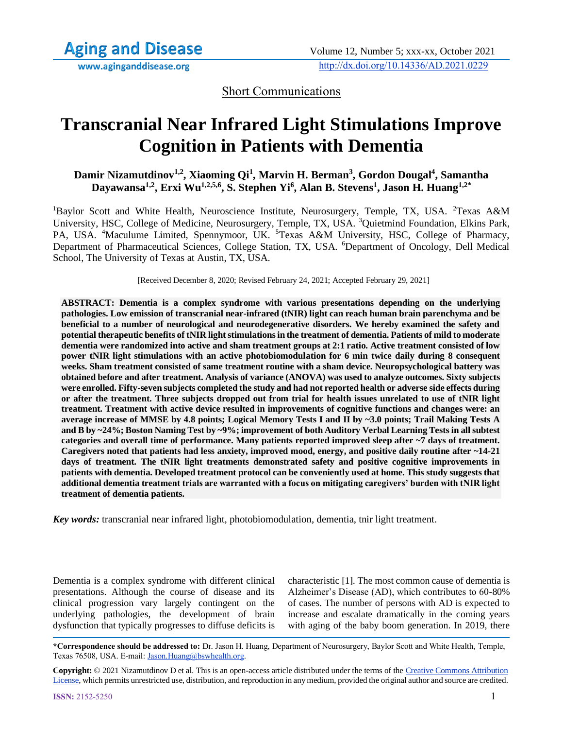Short Communications

# Transcranial Near Infrared Light Stimulations Improve Cognition in Patients with Dementia

**Damir Nizamutdinov[1,2], Xiaoming Qi[1], Marvin H. Berman[3], Gordon Dougal[4], Samantha Dayawansa[1,2], Erxi Wu[1,2,5,6], S. Stephen Yi[6], Alan B. Stevens[1], Jason H. Huang[1,2*]**

[1]Baylor Scott and White Health, Neuroscience Institute, Neurosurgery, Temple, TX, USA. [2]Texas A&M University, HSC, College of Medicine, Neurosurgery, Temple, TX, USA. [3]Quietmind Foundation, Elkins Park, PA, USA. [4]Maculume Limited, Spennymoor, UK. [5]Texas A&M University, HSC, College of Pharmacy, Department of Pharmaceutical Sciences, College Station, TX, USA. [6]Department of Oncology, Dell Medical School, The University of Texas at Austin, TX, USA.

[Received December 8, 2020; Revised February 24, 2021; Accepted February 29, 2021]

**ABSTRACT: Dementia is a complex syndrome with various presentations depending on the underlying pathologies. Low emission of transcranial near-infrared (tNIR) light can reach human brain parenchyma and be beneficial to a number of neurological and neurodegenerative disorders. We hereby examined the safety and potential therapeutic benefits of tNIR light stimulations in the treatment of dementia. Patients of mild to moderate dementia were randomized into active and sham treatment groups at 2:1 ratio. Active treatment consisted of low power tNIR light stimulations with an active photobiomodulation for 6 min twice daily during 8 consequent weeks. Sham treatment consisted of same treatment routine with a sham device. Neuropsychological battery was obtained before and after treatment. Analysis of variance (ANOVA) was used to analyze outcomes. Sixty subjects were enrolled. Fifty-seven subjects completed the study and had not reported health or adverse side effects during or after the treatment. Three subjects dropped out from trial for health issues unrelated to use of tNIR light treatment. Treatment with active device resulted in improvements of cognitive functions and changes were: an average increase of MMSE by 4.8 points; Logical Memory Tests I and II by ~3.0 points; Trail Making Tests A and B by ~24%; Boston Naming Test by ~9%; improvement of both Auditory Verbal Learning Tests in all subtest categories and overall time of performance. Many patients reported improved sleep after ~7 days of treatment. Caregivers noted that patients had less anxiety, improved mood, energy, and positive daily routine after ~14-21 days of treatment. The tNIR light treatments demonstrated safety and positive cognitive improvements in patients with dementia. Developed treatment protocol can be conveniently used at home. This study suggests that additional dementia treatment trials are warranted with a focus on mitigating caregivers' burden with tNIR light treatment of dementia patients.**

***Key words:*** transcranial near infrared light, photobiomodulation, dementia, tnir light treatment.

Dementia is a complex syndrome with different clinical presentations. Although the course of disease and its clinical progression vary largely contingent on the underlying pathologies, the development of brain dysfunction that typically progresses to diffuse deficits is characteristic [1]. The most common cause of dementia is Alzheimer's Disease (AD), which contributes to 60-80% of cases. The number of persons with AD is expected to increase and escalate dramatically in the coming years with aging of the baby boom generation. In 2019, there

**\*Correspondence should be addressed to:** Dr. Jason H. Huang, Department of Neurosurgery, Baylor Scott and White Health, Temple, Texas 76508, USA. E-mail: Jason.Huang@bswhealth.org.

**Copyright:** © 2021 Nizamutdinov D et al. This is an open-access article distributed under the terms of the Creative Commons Attribution License, which permits unrestricted use, distribution, and reproduction in any medium, provided the original author and source are credited.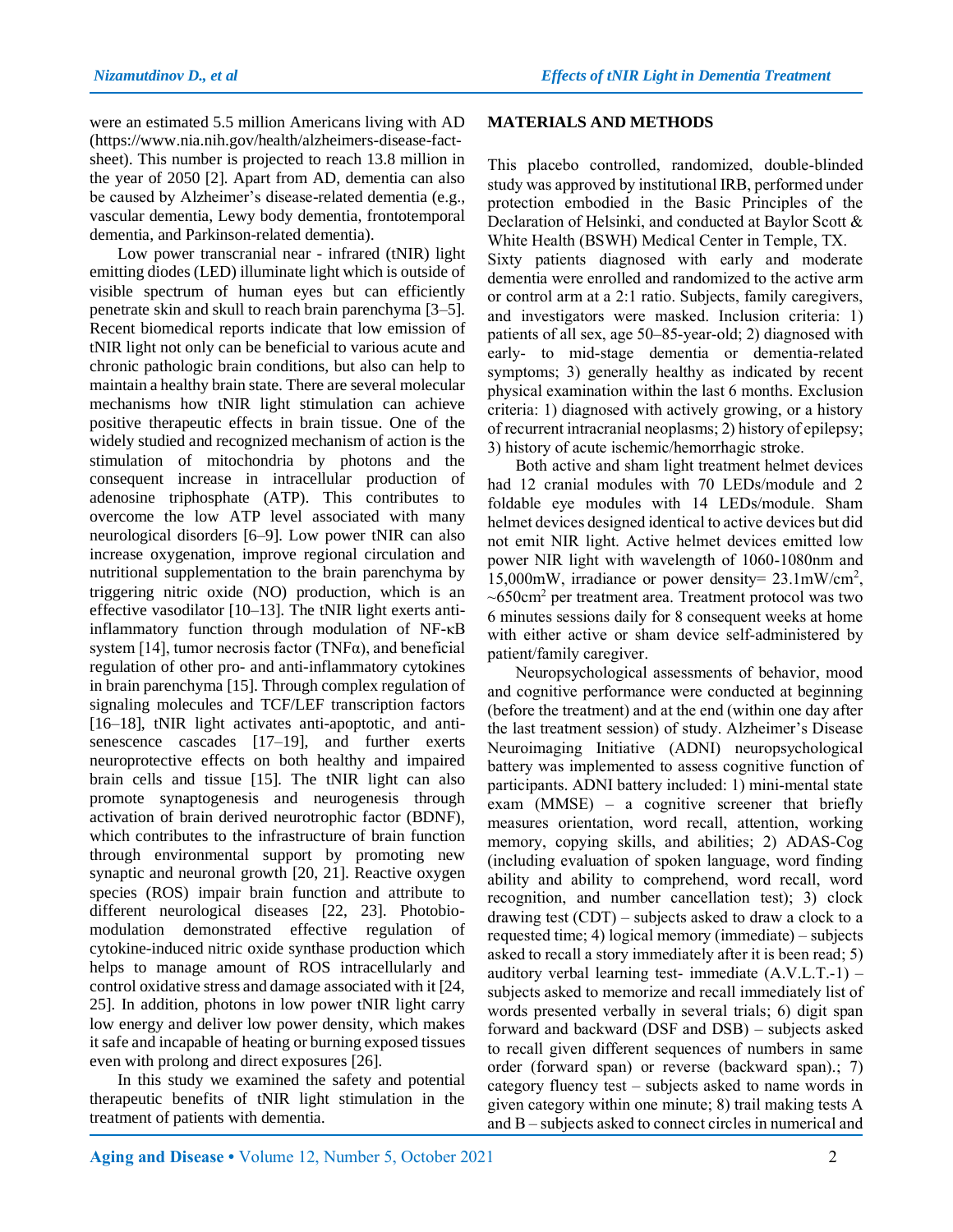were an estimated 5.5 million Americans living with AD (https://www.nia.nih.gov/health/alzheimers-disease-fact-sheet). This number is projected to reach 13.8 million in the year of 2050 [2]. Apart from AD, dementia can also be caused by Alzheimer's disease-related dementia (e.g., vascular dementia, Lewy body dementia, frontotemporal dementia, and Parkinson-related dementia).

Low power transcranial near - infrared (tNIR) light emitting diodes (LED) illuminate light which is outside of visible spectrum of human eyes but can efficiently penetrate skin and skull to reach brain parenchyma [3–5]. Recent biomedical reports indicate that low emission of tNIR light not only can be beneficial to various acute and chronic pathologic brain conditions, but also can help to maintain a healthy brain state. There are several molecular mechanisms how tNIR light stimulation can achieve positive therapeutic effects in brain tissue. One of the widely studied and recognized mechanism of action is the stimulation of mitochondria by photons and the consequent increase in intracellular production of adenosine triphosphate (ATP). This contributes to overcome the low ATP level associated with many neurological disorders [6–9]. Low power tNIR can also increase oxygenation, improve regional circulation and nutritional supplementation to the brain parenchyma by triggering nitric oxide (NO) production, which is an effective vasodilator [10–13]. The tNIR light exerts anti-inflammatory function through modulation of NF-κB system [14], tumor necrosis factor (TNFα), and beneficial regulation of other pro- and anti-inflammatory cytokines in brain parenchyma [15]. Through complex regulation of signaling molecules and TCF/LEF transcription factors [16–18], tNIR light activates anti-apoptotic, and anti-senescence cascades [17–19], and further exerts neuroprotective effects on both healthy and impaired brain cells and tissue [15]. The tNIR light can also promote synaptogenesis and neurogenesis through activation of brain derived neurotrophic factor (BDNF), which contributes to the infrastructure of brain function through environmental support by promoting new synaptic and neuronal growth [20, 21]. Reactive oxygen species (ROS) impair brain function and attribute to different neurological diseases [22, 23]. Photobiomodulation demonstrated effective regulation of cytokine-induced nitric oxide synthase production which helps to manage amount of ROS intracellularly and control oxidative stress and damage associated with it [24, 25]. In addition, photons in low power tNIR light carry low energy and deliver low power density, which makes it safe and incapable of heating or burning exposed tissues even with prolong and direct exposures [26].

In this study we examined the safety and potential therapeutic benefits of tNIR light stimulation in the treatment of patients with dementia.

## MATERIALS AND METHODS

This placebo controlled, randomized, double-blinded study was approved by institutional IRB, performed under protection embodied in the Basic Principles of the Declaration of Helsinki, and conducted at Baylor Scott & White Health (BSWH) Medical Center in Temple, TX.

Sixty patients diagnosed with early and moderate dementia were enrolled and randomized to the active arm or control arm at a 2:1 ratio. Subjects, family caregivers, and investigators were masked. Inclusion criteria: 1) patients of all sex, age 50–85-year-old; 2) diagnosed with early- to mid-stage dementia or dementia-related symptoms; 3) generally healthy as indicated by recent physical examination within the last 6 months. Exclusion criteria: 1) diagnosed with actively growing, or a history of recurrent intracranial neoplasms; 2) history of epilepsy; 3) history of acute ischemic/hemorrhagic stroke.

Both active and sham light treatment helmet devices had 12 cranial modules with 70 LEDs/module and 2 foldable eye modules with 14 LEDs/module. Sham helmet devices designed identical to active devices but did not emit NIR light. Active helmet devices emitted low power NIR light with wavelength of 1060-1080nm and 15,000mW, irradiance or power density= 23.1mW/cm$^2$, ~650cm$^2$ per treatment area. Treatment protocol was two 6 minutes sessions daily for 8 consequent weeks at home with either active or sham device self-administered by patient/family caregiver.

Neuropsychological assessments of behavior, mood and cognitive performance were conducted at beginning (before the treatment) and at the end (within one day after the last treatment session) of study. Alzheimer's Disease Neuroimaging Initiative (ADNI) neuropsychological battery was implemented to assess cognitive function of participants. ADNI battery included: 1) mini-mental state exam (MMSE) – a cognitive screener that briefly measures orientation, word recall, attention, working memory, copying skills, and abilities; 2) ADAS-Cog (including evaluation of spoken language, word finding ability and ability to comprehend, word recall, word recognition, and number cancellation test); 3) clock drawing test (CDT) – subjects asked to draw a clock to a requested time; 4) logical memory (immediate) – subjects asked to recall a story immediately after it is been read; 5) auditory verbal learning test- immediate (A.V.L.T.-1) – subjects asked to memorize and recall immediately list of words presented verbally in several trials; 6) digit span forward and backward (DSF and DSB) – subjects asked to recall given different sequences of numbers in same order (forward span) or reverse (backward span).; 7) category fluency test – subjects asked to name words in given category within one minute; 8) trail making tests A and B – subjects asked to connect circles in numerical and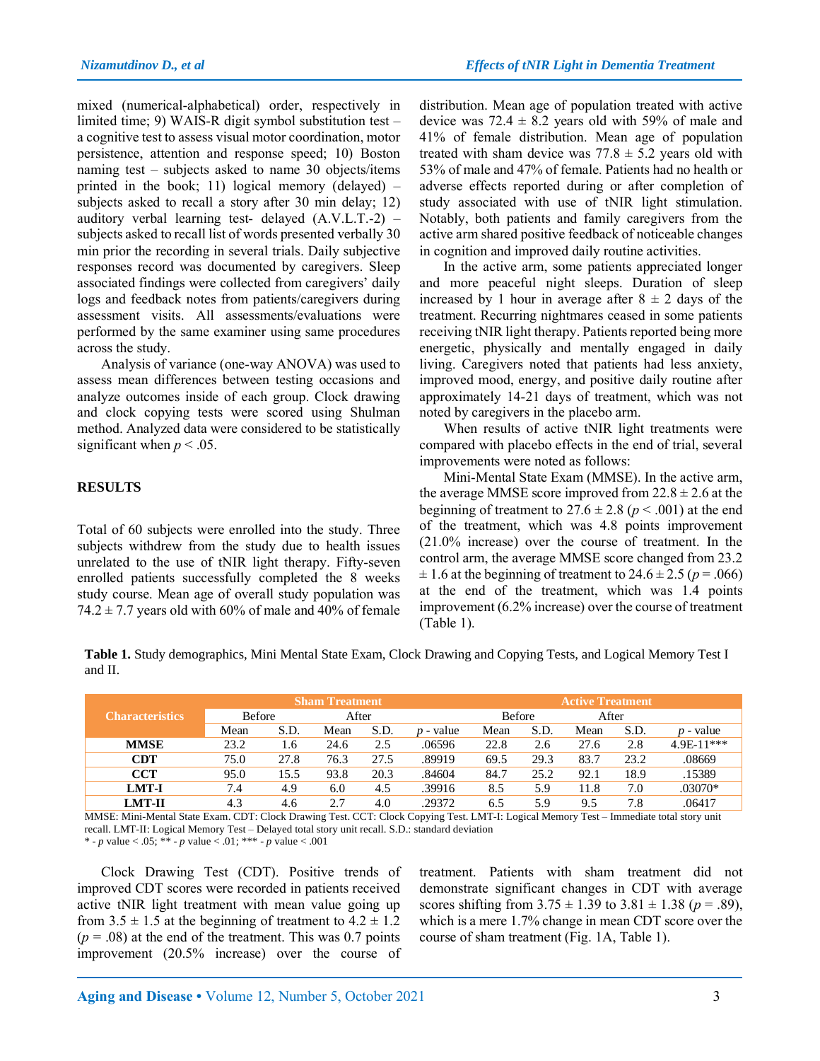mixed (numerical-alphabetical) order, respectively in limited time; 9) WAIS-R digit symbol substitution test – a cognitive test to assess visual motor coordination, motor persistence, attention and response speed; 10) Boston naming test – subjects asked to name 30 objects/items printed in the book; 11) logical memory (delayed) – subjects asked to recall a story after 30 min delay; 12) auditory verbal learning test- delayed (A.V.L.T.-2) – subjects asked to recall list of words presented verbally 30 min prior the recording in several trials. Daily subjective responses record was documented by caregivers. Sleep associated findings were collected from caregivers' daily logs and feedback notes from patients/caregivers during assessment visits. All assessments/evaluations were performed by the same examiner using same procedures across the study.

Analysis of variance (one-way ANOVA) was used to assess mean differences between testing occasions and analyze outcomes inside of each group. Clock drawing and clock copying tests were scored using Shulman method. Analyzed data were considered to be statistically significant when $p < .05$.

## RESULTS

Total of 60 subjects were enrolled into the study. Three subjects withdrew from the study due to health issues unrelated to the use of tNIR light therapy. Fifty-seven enrolled patients successfully completed the 8 weeks study course. Mean age of overall study population was 74.2 ± 7.7 years old with 60% of male and 40% of female distribution. Mean age of population treated with active device was 72.4 ± 8.2 years old with 59% of male and 41% of female distribution. Mean age of population treated with sham device was 77.8 ± 5.2 years old with 53% of male and 47% of female. Patients had no health or adverse effects reported during or after completion of study associated with use of tNIR light stimulation. Notably, both patients and family caregivers from the active arm shared positive feedback of noticeable changes in cognition and improved daily routine activities.

In the active arm, some patients appreciated longer and more peaceful night sleeps. Duration of sleep increased by 1 hour in average after 8 ± 2 days of the treatment. Recurring nightmares ceased in some patients receiving tNIR light therapy. Patients reported being more energetic, physically and mentally engaged in daily living. Caregivers noted that patients had less anxiety, improved mood, energy, and positive daily routine after approximately 14-21 days of treatment, which was not noted by caregivers in the placebo arm.

When results of active tNIR light treatments were compared with placebo effects in the end of trial, several improvements were noted as follows:

Mini-Mental State Exam (MMSE). In the active arm, the average MMSE score improved from 22.8 ± 2.6 at the beginning of treatment to 27.6 ± 2.8 ($p < .001$) at the end of the treatment, which was 4.8 points improvement (21.0% increase) over the course of treatment. In the control arm, the average MMSE score changed from 23.2 ± 1.6 at the beginning of treatment to 24.6 ± 2.5 ($p = .066$) at the end of the treatment, which was 1.4 points improvement (6.2% increase) over the course of treatment (Table 1).

**Table 1.** Study demographics, Mini Mental State Exam, Clock Drawing and Copying Tests, and Logical Memory Test I and II.

| Characteristics | Sham Treatment | | | | | Active Treatment | | | | |
|---|---|---|---|---|---|---|---|---|---|---|
| | Before | | After | | | Before | | After | | |
| | Mean | S.D. | Mean | S.D. | *p* - value | Mean | S.D. | Mean | S.D. | *p* - value |
| **MMSE** | 23.2 | 1.6 | 24.6 | 2.5 | .06596 | 22.8 | 2.6 | 27.6 | 2.8 | 4.9E-11*** |
| **CDT** | 75.0 | 27.8 | 76.3 | 27.5 | .89919 | 69.5 | 29.3 | 83.7 | 23.2 | .08669 |
| **CCT** | 95.0 | 15.5 | 93.8 | 20.3 | .84604 | 84.7 | 25.2 | 92.1 | 18.9 | .15389 |
| **LMT-I** | 7.4 | 4.9 | 6.0 | 4.5 | .39916 | 8.5 | 5.9 | 11.8 | 7.0 | .03070* |
| **LMT-II** | 4.3 | 4.6 | 2.7 | 4.0 | .29372 | 6.5 | 5.9 | 9.5 | 7.8 | .06417 |

MMSE: Mini-Mental State Exam. CDT: Clock Drawing Test. CCT: Clock Copying Test. LMT-I: Logical Memory Test – Immediate total story unit recall. LMT-II: Logical Memory Test – Delayed total story unit recall. S.D.: standard deviation
\* - *p* value < .05; ** - *p* value < .01; *** - *p* value < .001

Clock Drawing Test (CDT). Positive trends of improved CDT scores were recorded in patients received active tNIR light treatment with mean value going up from 3.5 ± 1.5 at the beginning of treatment to 4.2 ± 1.2 ($p = .08$) at the end of the treatment. This was 0.7 points improvement (20.5% increase) over the course of treatment. Patients with sham treatment did not demonstrate significant changes in CDT with average scores shifting from 3.75 ± 1.39 to 3.81 ± 1.38 ($p = .89$), which is a mere 1.7% change in mean CDT score over the course of sham treatment (Fig. 1A, Table 1).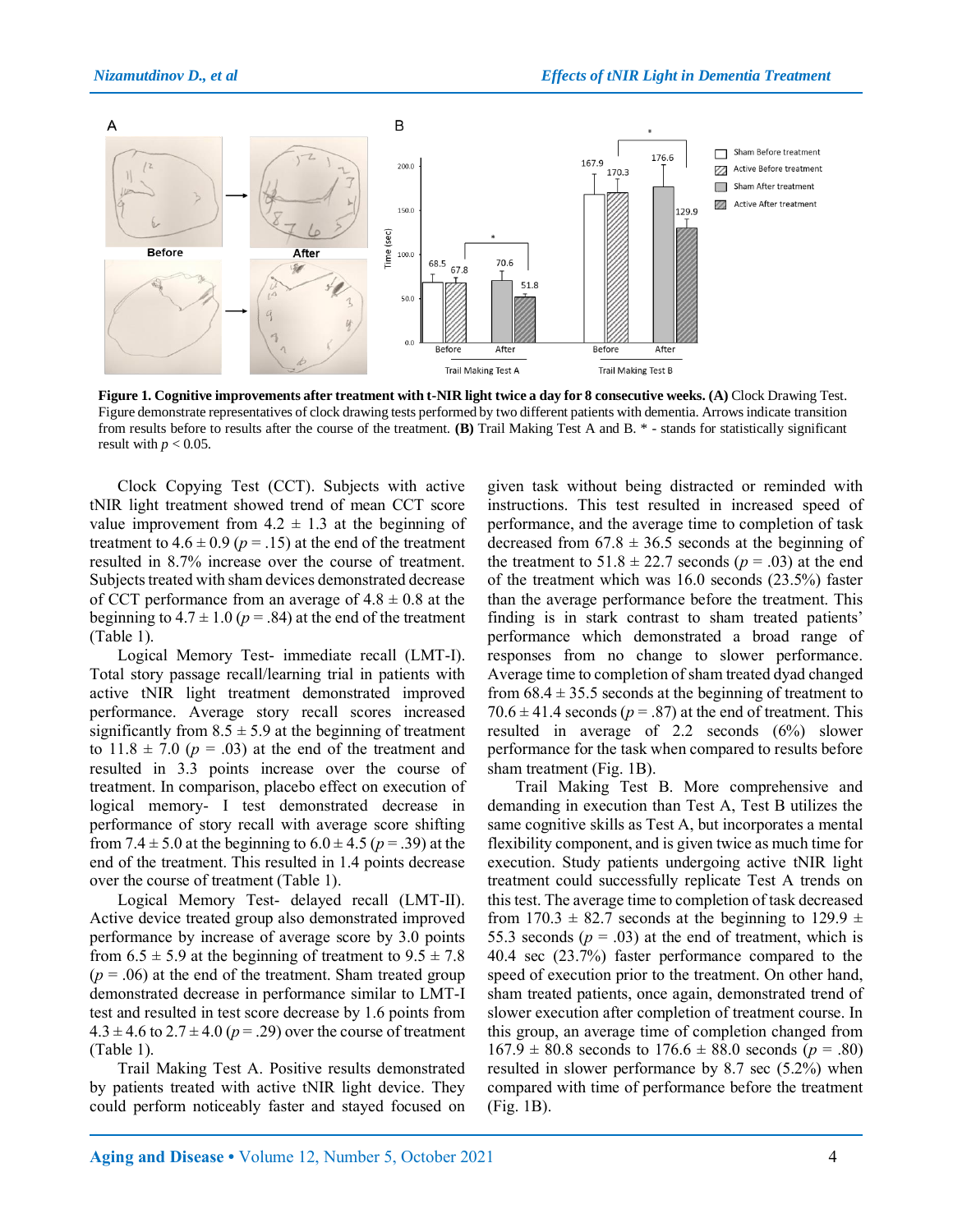**Figure 1. Cognitive improvements after treatment with t-NIR light twice a day for 8 consecutive weeks. (A)** Clock Drawing Test. Figure demonstrate representatives of clock drawing tests performed by two different patients with dementia. Arrows indicate transition from results before to results after the course of the treatment. **(B)** Trail Making Test A and B. * - stands for statistically significant result with $p < 0.05$.

Clock Copying Test (CCT). Subjects with active tNIR light treatment showed trend of mean CCT score value improvement from 4.2 ± 1.3 at the beginning of treatment to 4.6 ± 0.9 ($p$ = .15) at the end of the treatment resulted in 8.7% increase over the course of treatment. Subjects treated with sham devices demonstrated decrease of CCT performance from an average of 4.8 ± 0.8 at the beginning to 4.7 ± 1.0 ($p$ = .84) at the end of the treatment (Table 1).

Logical Memory Test- immediate recall (LMT-I). Total story passage recall/learning trial in patients with active tNIR light treatment demonstrated improved performance. Average story recall scores increased significantly from 8.5 ± 5.9 at the beginning of treatment to 11.8 ± 7.0 ($p$ = .03) at the end of the treatment and resulted in 3.3 points increase over the course of treatment. In comparison, placebo effect on execution of logical memory- I test demonstrated decrease in performance of story recall with average score shifting from 7.4 ± 5.0 at the beginning to 6.0 ± 4.5 ($p$ = .39) at the end of the treatment. This resulted in 1.4 points decrease over the course of treatment (Table 1).

Logical Memory Test- delayed recall (LMT-II). Active device treated group also demonstrated improved performance by increase of average score by 3.0 points from 6.5 ± 5.9 at the beginning of treatment to 9.5 ± 7.8 ($p$ = .06) at the end of the treatment. Sham treated group demonstrated decrease in performance similar to LMT-I test and resulted in test score decrease by 1.6 points from 4.3 ± 4.6 to 2.7 ± 4.0 ($p$ = .29) over the course of treatment (Table 1).

Trail Making Test A. Positive results demonstrated by patients treated with active tNIR light device. They could perform noticeably faster and stayed focused on given task without being distracted or reminded with instructions. This test resulted in increased speed of performance, and the average time to completion of task decreased from 67.8 ± 36.5 seconds at the beginning of the treatment to 51.8 ± 22.7 seconds ($p$ = .03) at the end of the treatment which was 16.0 seconds (23.5%) faster than the average performance before the treatment. This finding is in stark contrast to sham treated patients' performance which demonstrated a broad range of responses from no change to slower performance. Average time to completion of sham treated dyad changed from 68.4 ± 35.5 seconds at the beginning of treatment to 70.6 ± 41.4 seconds ($p$ = .87) at the end of treatment. This resulted in average of 2.2 seconds (6%) slower performance for the task when compared to results before sham treatment (Fig. 1B).

Trail Making Test B. More comprehensive and demanding in execution than Test A, Test B utilizes the same cognitive skills as Test A, but incorporates a mental flexibility component, and is given twice as much time for execution. Study patients undergoing active tNIR light treatment could successfully replicate Test A trends on this test. The average time to completion of task decreased from 170.3 ± 82.7 seconds at the beginning to 129.9 ± 55.3 seconds ($p$ = .03) at the end of treatment, which is 40.4 sec (23.7%) faster performance compared to the speed of execution prior to the treatment. On other hand, sham treated patients, once again, demonstrated trend of slower execution after completion of treatment course. In this group, an average time of completion changed from 167.9 ± 80.8 seconds to 176.6 ± 88.0 seconds ($p$ = .80) resulted in slower performance by 8.7 sec (5.2%) when compared with time of performance before the treatment (Fig. 1B).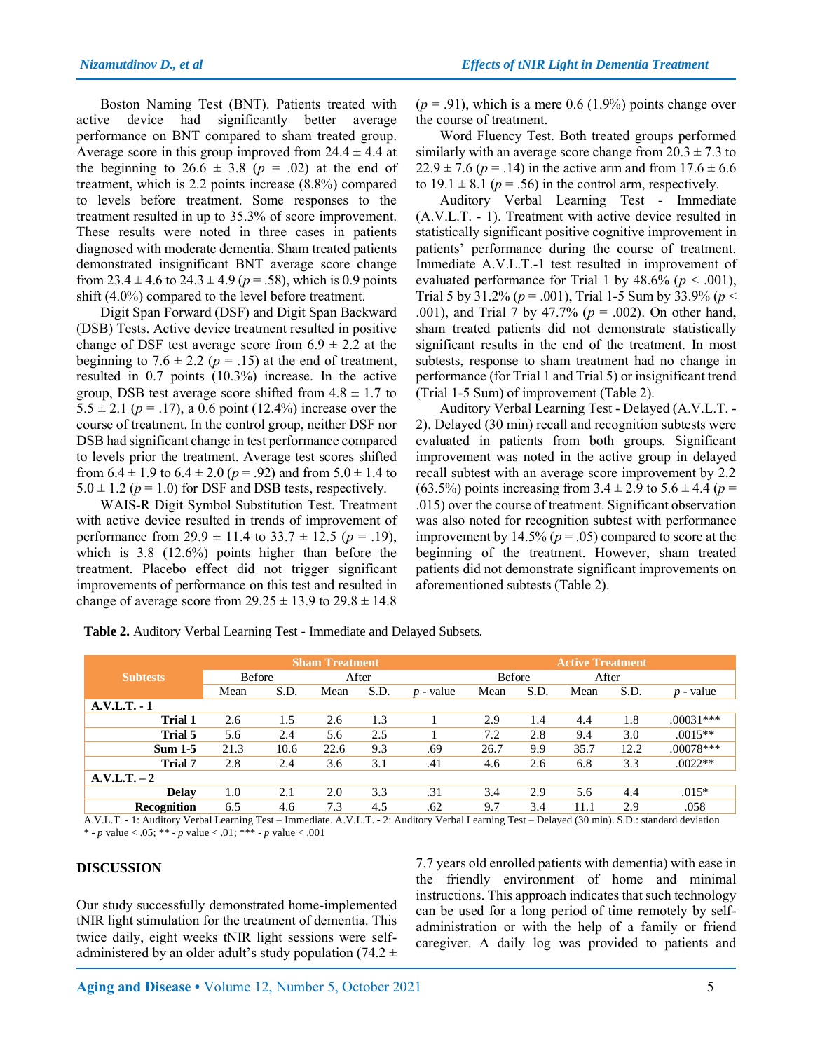Boston Naming Test (BNT). Patients treated with active device had significantly better average performance on BNT compared to sham treated group. Average score in this group improved from 24.4 ± 4.4 at the beginning to 26.6 ± 3.8 ($p$ = .02) at the end of treatment, which is 2.2 points increase (8.8%) compared to levels before treatment. Some responses to the treatment resulted in up to 35.3% of score improvement. These results were noted in three cases in patients diagnosed with moderate dementia. Sham treated patients demonstrated insignificant BNT average score change from 23.4 ± 4.6 to 24.3 ± 4.9 ($p$ = .58), which is 0.9 points shift (4.0%) compared to the level before treatment.

Digit Span Forward (DSF) and Digit Span Backward (DSB) Tests. Active device treatment resulted in positive change of DSF test average score from 6.9 ± 2.2 at the beginning to 7.6 ± 2.2 ($p$ = .15) at the end of treatment, resulted in 0.7 points (10.3%) increase. In the active group, DSB test average score shifted from 4.8 ± 1.7 to 5.5 ± 2.1 ($p$ = .17), a 0.6 point (12.4%) increase over the course of treatment. In the control group, neither DSF nor DSB had significant change in test performance compared to levels prior the treatment. Average test scores shifted from 6.4 ± 1.9 to 6.4 ± 2.0 ($p$ = .92) and from 5.0 ± 1.4 to 5.0 ± 1.2 ($p$ = 1.0) for DSF and DSB tests, respectively.

WAIS-R Digit Symbol Substitution Test. Treatment with active device resulted in trends of improvement of performance from 29.9 ± 11.4 to 33.7 ± 12.5 ($p$ = .19), which is 3.8 (12.6%) points higher than before the treatment. Placebo effect did not trigger significant improvements of performance on this test and resulted in change of average score from 29.25 ± 13.9 to 29.8 ± 14.8 ($p$ = .91), which is a mere 0.6 (1.9%) points change over the course of treatment.

Word Fluency Test. Both treated groups performed similarly with an average score change from 20.3 ± 7.3 to 22.9 ± 7.6 ($p$ = .14) in the active arm and from 17.6 ± 6.6 to 19.1 ± 8.1 ($p$ = .56) in the control arm, respectively.

Auditory Verbal Learning Test - Immediate (A.V.L.T. - 1). Treatment with active device resulted in statistically significant positive cognitive improvement in patients' performance during the course of treatment. Immediate A.V.L.T.-1 test resulted in improvement of evaluated performance for Trial 1 by 48.6% ($p$ < .001), Trial 5 by 31.2% ($p$ = .001), Trial 1-5 Sum by 33.9% ($p$ < .001), and Trial 7 by 47.7% ($p$ = .002). On other hand, sham treated patients did not demonstrate statistically significant results in the end of the treatment. In most subtests, response to sham treatment had no change in performance (for Trial 1 and Trial 5) or insignificant trend (Trial 1-5 Sum) of improvement (Table 2).

Auditory Verbal Learning Test - Delayed (A.V.L.T. - 2). Delayed (30 min) recall and recognition subtests were evaluated in patients from both groups. Significant improvement was noted in the active group in delayed recall subtest with an average score improvement by 2.2 (63.5%) points increasing from 3.4 ± 2.9 to 5.6 ± 4.4 ($p$ = .015) over the course of treatment. Significant observation was also noted for recognition subtest with performance improvement by 14.5% ($p$ = .05) compared to score at the beginning of the treatment. However, sham treated patients did not demonstrate significant improvements on aforementioned subtests (Table 2).

**Table 2.** Auditory Verbal Learning Test - Immediate and Delayed Subsets.

| Subtests | Sham Treatment | | | | | Active Treatment | | | | |
|---|---|---|---|---|---|---|---|---|---|---|
| | Before | | After | | | Before | | After | | |
| | Mean | S.D. | Mean | S.D. | $p$ - value | Mean | S.D. | Mean | S.D. | $p$ - value |
| **A.V.L.T. - 1** | | | | | | | | | | |
| **Trial 1** | 2.6 | 1.5 | 2.6 | 1.3 | 1 | 2.9 | 1.4 | 4.4 | 1.8 | .00031*** |
| **Trial 5** | 5.6 | 2.4 | 5.6 | 2.5 | 1 | 7.2 | 2.8 | 9.4 | 3.0 | .0015** |
| **Sum 1-5** | 21.3 | 10.6 | 22.6 | 9.3 | .69 | 26.7 | 9.9 | 35.7 | 12.2 | .00078*** |
| **Trial 7** | 2.8 | 2.4 | 3.6 | 3.1 | .41 | 4.6 | 2.6 | 6.8 | 3.3 | .0022** |
| **A.V.L.T. – 2** | | | | | | | | | | |
| **Delay** | 1.0 | 2.1 | 2.0 | 3.3 | .31 | 3.4 | 2.9 | 5.6 | 4.4 | .015* |
| **Recognition** | 6.5 | 4.6 | 7.3 | 4.5 | .62 | 9.7 | 3.4 | 11.1 | 2.9 | .058 |

A.V.L.T. - 1: Auditory Verbal Learning Test – Immediate. A.V.L.T. - 2: Auditory Verbal Learning Test – Delayed (30 min). S.D.: standard deviation
* - $p$ value < .05; ** - $p$ value < .01; *** - $p$ value < .001

## DISCUSSION

Our study successfully demonstrated home-implemented tNIR light stimulation for the treatment of dementia. This twice daily, eight weeks tNIR light sessions were self-administered by an older adult's study population (74.2 ± 7.7 years old enrolled patients with dementia) with ease in the friendly environment of home and minimal instructions. This approach indicates that such technology can be used for a long period of time remotely by self-administration or with the help of a family or friend caregiver. A daily log was provided to patients and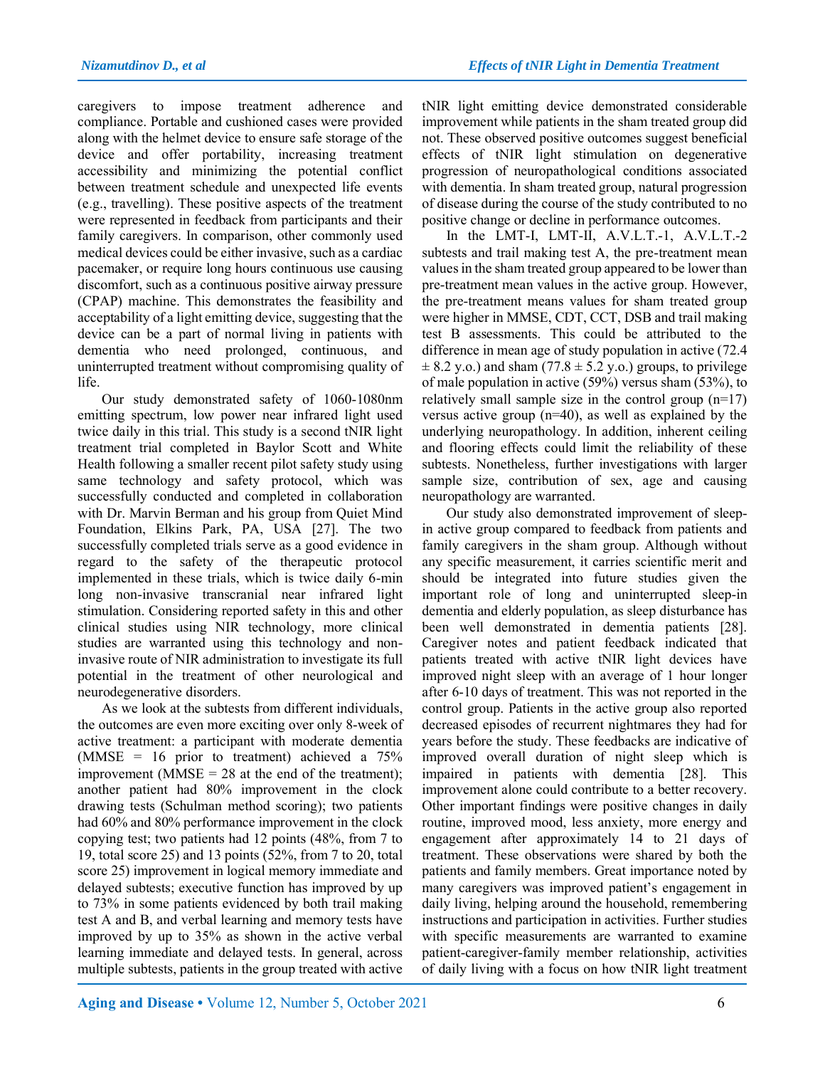caregivers to impose treatment adherence and compliance. Portable and cushioned cases were provided along with the helmet device to ensure safe storage of the device and offer portability, increasing treatment accessibility and minimizing the potential conflict between treatment schedule and unexpected life events (e.g., travelling). These positive aspects of the treatment were represented in feedback from participants and their family caregivers. In comparison, other commonly used medical devices could be either invasive, such as a cardiac pacemaker, or require long hours continuous use causing discomfort, such as a continuous positive airway pressure (CPAP) machine. This demonstrates the feasibility and acceptability of a light emitting device, suggesting that the device can be a part of normal living in patients with dementia who need prolonged, continuous, and uninterrupted treatment without compromising quality of life.

Our study demonstrated safety of 1060-1080nm emitting spectrum, low power near infrared light used twice daily in this trial. This study is a second tNIR light treatment trial completed in Baylor Scott and White Health following a smaller recent pilot safety study using same technology and safety protocol, which was successfully conducted and completed in collaboration with Dr. Marvin Berman and his group from Quiet Mind Foundation, Elkins Park, PA, USA [27]. The two successfully completed trials serve as a good evidence in regard to the safety of the therapeutic protocol implemented in these trials, which is twice daily 6-min long non-invasive transcranial near infrared light stimulation. Considering reported safety in this and other clinical studies using NIR technology, more clinical studies are warranted using this technology and non-invasive route of NIR administration to investigate its full potential in the treatment of other neurological and neurodegenerative disorders.

As we look at the subtests from different individuals, the outcomes are even more exciting over only 8-week of active treatment: a participant with moderate dementia (MMSE = 16 prior to treatment) achieved a 75% improvement (MMSE = 28 at the end of the treatment); another patient had 80% improvement in the clock drawing tests (Schulman method scoring); two patients had 60% and 80% performance improvement in the clock copying test; two patients had 12 points (48%, from 7 to 19, total score 25) and 13 points (52%, from 7 to 20, total score 25) improvement in logical memory immediate and delayed subtests; executive function has improved by up to 73% in some patients evidenced by both trail making test A and B, and verbal learning and memory tests have improved by up to 35% as shown in the active verbal learning immediate and delayed tests. In general, across multiple subtests, patients in the group treated with active tNIR light emitting device demonstrated considerable improvement while patients in the sham treated group did not. These observed positive outcomes suggest beneficial effects of tNIR light stimulation on degenerative progression of neuropathological conditions associated with dementia. In sham treated group, natural progression of disease during the course of the study contributed to no positive change or decline in performance outcomes.

In the LMT-I, LMT-II, A.V.L.T.-1, A.V.L.T.-2 subtests and trail making test A, the pre-treatment mean values in the sham treated group appeared to be lower than pre-treatment mean values in the active group. However, the pre-treatment means values for sham treated group were higher in MMSE, CDT, CCT, DSB and trail making test B assessments. This could be attributed to the difference in mean age of study population in active (72.4 ± 8.2 y.o.) and sham (77.8 ± 5.2 y.o.) groups, to privilege of male population in active (59%) versus sham (53%), to relatively small sample size in the control group (n=17) versus active group (n=40), as well as explained by the underlying neuropathology. In addition, inherent ceiling and flooring effects could limit the reliability of these subtests. Nonetheless, further investigations with larger sample size, contribution of sex, age and causing neuropathology are warranted.

Our study also demonstrated improvement of sleep-in active group compared to feedback from patients and family caregivers in the sham group. Although without any specific measurement, it carries scientific merit and should be integrated into future studies given the important role of long and uninterrupted sleep-in dementia and elderly population, as sleep disturbance has been well demonstrated in dementia patients [28]. Caregiver notes and patient feedback indicated that patients treated with active tNIR light devices have improved night sleep with an average of 1 hour longer after 6-10 days of treatment. This was not reported in the control group. Patients in the active group also reported decreased episodes of recurrent nightmares they had for years before the study. These feedbacks are indicative of improved overall duration of night sleep which is impaired in patients with dementia [28]. This improvement alone could contribute to a better recovery. Other important findings were positive changes in daily routine, improved mood, less anxiety, more energy and engagement after approximately 14 to 21 days of treatment. These observations were shared by both the patients and family members. Great importance noted by many caregivers was improved patient's engagement in daily living, helping around the household, remembering instructions and participation in activities. Further studies with specific measurements are warranted to examine patient-caregiver-family member relationship, activities of daily living with a focus on how tNIR light treatment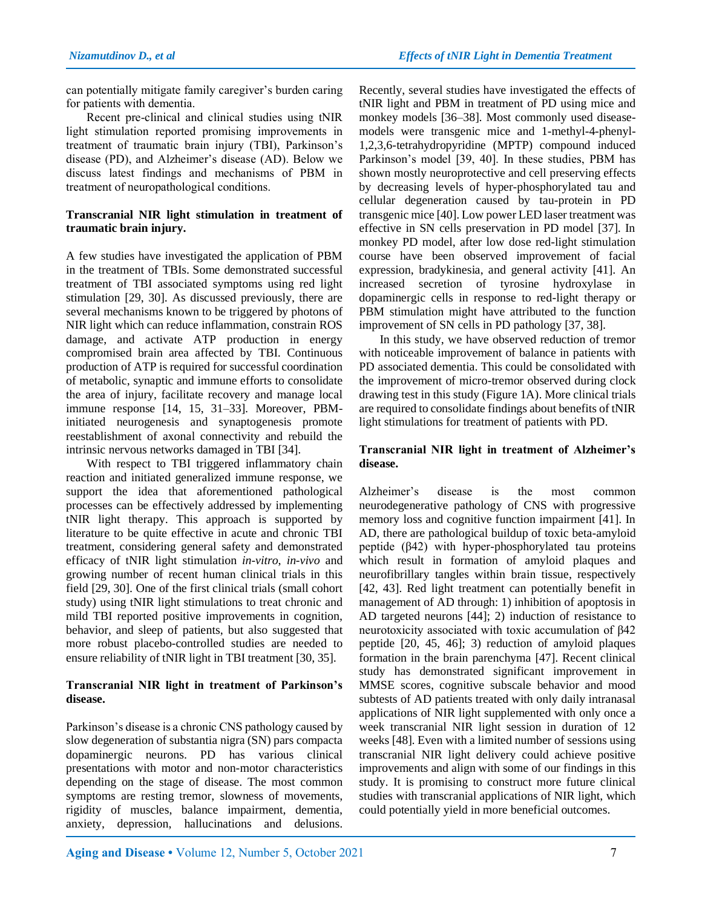can potentially mitigate family caregiver's burden caring for patients with dementia.

Recent pre-clinical and clinical studies using tNIR light stimulation reported promising improvements in treatment of traumatic brain injury (TBI), Parkinson's disease (PD), and Alzheimer's disease (AD). Below we discuss latest findings and mechanisms of PBM in treatment of neuropathological conditions.

**Transcranial NIR light stimulation in treatment of traumatic brain injury.**

A few studies have investigated the application of PBM in the treatment of TBIs. Some demonstrated successful treatment of TBI associated symptoms using red light stimulation [29, 30]. As discussed previously, there are several mechanisms known to be triggered by photons of NIR light which can reduce inflammation, constrain ROS damage, and activate ATP production in energy compromised brain area affected by TBI. Continuous production of ATP is required for successful coordination of metabolic, synaptic and immune efforts to consolidate the area of injury, facilitate recovery and manage local immune response [14, 15, 31–33]. Moreover, PBM-initiated neurogenesis and synaptogenesis promote reestablishment of axonal connectivity and rebuild the intrinsic nervous networks damaged in TBI [34].

With respect to TBI triggered inflammatory chain reaction and initiated generalized immune response, we support the idea that aforementioned pathological processes can be effectively addressed by implementing tNIR light therapy. This approach is supported by literature to be quite effective in acute and chronic TBI treatment, considering general safety and demonstrated efficacy of tNIR light stimulation *in-vitro*, *in-vivo* and growing number of recent human clinical trials in this field [29, 30]. One of the first clinical trials (small cohort study) using tNIR light stimulations to treat chronic and mild TBI reported positive improvements in cognition, behavior, and sleep of patients, but also suggested that more robust placebo-controlled studies are needed to ensure reliability of tNIR light in TBI treatment [30, 35].

**Transcranial NIR light in treatment of Parkinson's disease.**

Parkinson's disease is a chronic CNS pathology caused by slow degeneration of substantia nigra (SN) pars compacta dopaminergic neurons. PD has various clinical presentations with motor and non-motor characteristics depending on the stage of disease. The most common symptoms are resting tremor, slowness of movements, rigidity of muscles, balance impairment, dementia, anxiety, depression, hallucinations and delusions. Recently, several studies have investigated the effects of tNIR light and PBM in treatment of PD using mice and monkey models [36–38]. Most commonly used disease-models were transgenic mice and 1-methyl-4-phenyl-1,2,3,6-tetrahydropyridine (MPTP) compound induced Parkinson's model [39, 40]. In these studies, PBM has shown mostly neuroprotective and cell preserving effects by decreasing levels of hyper-phosphorylated tau and cellular degeneration caused by tau-protein in PD transgenic mice [40]. Low power LED laser treatment was effective in SN cells preservation in PD model [37]. In monkey PD model, after low dose red-light stimulation course have been observed improvement of facial expression, bradykinesia, and general activity [41]. An increased secretion of tyrosine hydroxylase in dopaminergic cells in response to red-light therapy or PBM stimulation might have attributed to the function improvement of SN cells in PD pathology [37, 38].

In this study, we have observed reduction of tremor with noticeable improvement of balance in patients with PD associated dementia. This could be consolidated with the improvement of micro-tremor observed during clock drawing test in this study (Figure 1A). More clinical trials are required to consolidate findings about benefits of tNIR light stimulations for treatment of patients with PD.

**Transcranial NIR light in treatment of Alzheimer's disease.**

Alzheimer's disease is the most common neurodegenerative pathology of CNS with progressive memory loss and cognitive function impairment [41]. In AD, there are pathological buildup of toxic beta-amyloid peptide (β42) with hyper-phosphorylated tau proteins which result in formation of amyloid plaques and neurofibrillary tangles within brain tissue, respectively [42, 43]. Red light treatment can potentially benefit in management of AD through: 1) inhibition of apoptosis in AD targeted neurons [44]; 2) induction of resistance to neurotoxicity associated with toxic accumulation of β42 peptide [20, 45, 46]; 3) reduction of amyloid plaques formation in the brain parenchyma [47]. Recent clinical study has demonstrated significant improvement in MMSE scores, cognitive subscale behavior and mood subtests of AD patients treated with only daily intranasal applications of NIR light supplemented with only once a week transcranial NIR light session in duration of 12 weeks [48]. Even with a limited number of sessions using transcranial NIR light delivery could achieve positive improvements and align with some of our findings in this study. It is promising to construct more future clinical studies with transcranial applications of NIR light, which could potentially yield in more beneficial outcomes.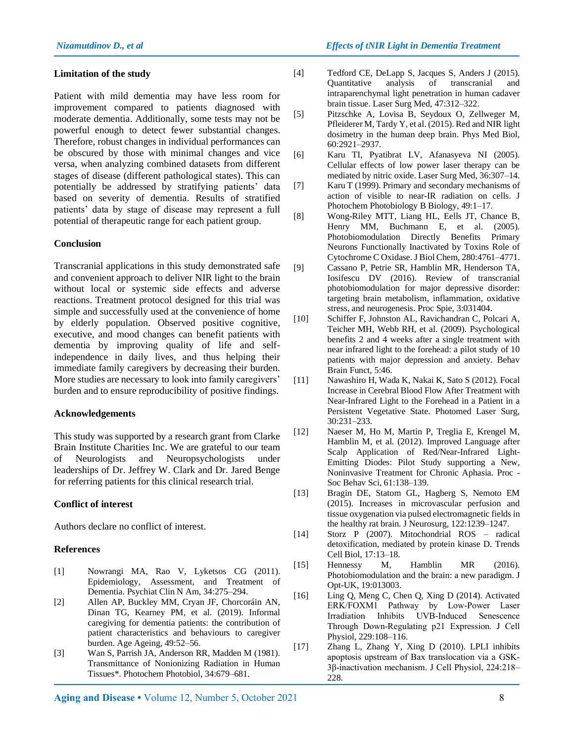### Limitation of the study

Patient with mild dementia may have less room for improvement compared to patients diagnosed with moderate dementia. Additionally, some tests may not be powerful enough to detect fewer substantial changes. Therefore, robust changes in individual performances can be obscured by those with minimal changes and vice versa, when analyzing combined datasets from different stages of disease (different pathological states). This can potentially be addressed by stratifying patients' data based on severity of dementia. Results of stratified patients' data by stage of disease may represent a full potential of therapeutic range for each patient group.

### Conclusion

Transcranial applications in this study demonstrated safe and convenient approach to deliver NIR light to the brain without local or systemic side effects and adverse reactions. Treatment protocol designed for this trial was simple and successfully used at the convenience of home by elderly population. Observed positive cognitive, executive, and mood changes can benefit patients with dementia by improving quality of life and self-independence in daily lives, and thus helping their immediate family caregivers by decreasing their burden. More studies are necessary to look into family caregivers' burden and to ensure reproducibility of positive findings.

### Acknowledgements

This study was supported by a research grant from Clarke Brain Institute Charities Inc. We are grateful to our team of Neurologists and Neuropsychologists under leaderships of Dr. Jeffrey W. Clark and Dr. Jared Benge for referring patients for this clinical research trial.

### Conflict of interest

Authors declare no conflict of interest.

### References

[1] Nowrangi MA, Rao V, Lyketsos CG (2011). Epidemiology, Assessment, and Treatment of Dementia. Psychiat Clin N Am, 34:275–294.

[2] Allen AP, Buckley MM, Cryan JF, Chorcoráin AN, Dinan TG, Kearney PM, et al. (2019). Informal caregiving for dementia patients: the contribution of patient characteristics and behaviours to caregiver burden. Age Ageing, 49:52–56.

[3] Wan S, Parrish JA, Anderson RR, Madden M (1981). Transmittance of Nonionizing Radiation in Human Tissues*. Photochem Photobiol, 34:679–681.

[4] Tedford CE, DeLapp S, Jacques S, Anders J (2015). Quantitative analysis of transcranial and intraparenchymal light penetration in human cadaver brain tissue. Laser Surg Med, 47:312–322.

[5] Pitzschke A, Lovisa B, Seydoux O, Zellweger M, Pfleiderer M, Tardy Y, et al. (2015). Red and NIR light dosimetry in the human deep brain. Phys Med Biol, 60:2921–2937.

[6] Karu TI, Pyatibrat LV, Afanasyeva NI (2005). Cellular effects of low power laser therapy can be mediated by nitric oxide. Laser Surg Med, 36:307–14.

[7] Karu T (1999). Primary and secondary mechanisms of action of visible to near-IR radiation on cells. J Photochem Photobiology B Biology, 49:1–17.

[8] Wong-Riley MTT, Liang HL, Eells JT, Chance B, Henry MM, Buchmann E, et al. (2005). Photobiomodulation Directly Benefits Primary Neurons Functionally Inactivated by Toxins Role of Cytochrome C Oxidase. J Biol Chem, 280:4761–4771.

[9] Cassano P, Petrie SR, Hamblin MR, Henderson TA, Iosifescu DV (2016). Review of transcranial photobiomodulation for major depressive disorder: targeting brain metabolism, inflammation, oxidative stress, and neurogenesis. Proc Spie, 3:031404.

[10] Schiffer F, Johnston AL, Ravichandran C, Polcari A, Teicher MH, Webb RH, et al. (2009). Psychological benefits 2 and 4 weeks after a single treatment with near infrared light to the forehead: a pilot study of 10 patients with major depression and anxiety. Behav Brain Funct, 5:46.

[11] Nawashiro H, Wada K, Nakai K, Sato S (2012). Focal Increase in Cerebral Blood Flow After Treatment with Near-Infrared Light to the Forehead in a Patient in a Persistent Vegetative State. Photomed Laser Surg, 30:231–233.

[12] Naeser M, Ho M, Martin P, Treglia E, Krengel M, Hamblin M, et al. (2012). Improved Language after Scalp Application of Red/Near-Infrared Light-Emitting Diodes: Pilot Study supporting a New, Noninvasive Treatment for Chronic Aphasia. Proc - Soc Behav Sci, 61:138–139.

[13] Bragin DE, Statom GL, Hagberg S, Nemoto EM (2015). Increases in microvascular perfusion and tissue oxygenation via pulsed electromagnetic fields in the healthy rat brain. J Neurosurg, 122:1239–1247.

[14] Storz P (2007). Mitochondrial ROS – radical detoxification, mediated by protein kinase D. Trends Cell Biol, 17:13–18.

[15] Hennessy M, Hamblin MR (2016). Photobiomodulation and the brain: a new paradigm. J Opt-UK, 19:013003.

[16] Ling Q, Meng C, Chen Q, Xing D (2014). Activated ERK/FOXM1 Pathway by Low-Power Laser Irradiation Inhibits UVB-Induced Senescence Through Down-Regulating p21 Expression. J Cell Physiol, 229:108–116.

[17] Zhang L, Zhang Y, Xing D (2010). LPLI inhibits apoptosis upstream of Bax translocation via a GSK-3β-inactivation mechanism. J Cell Physiol, 224:218–228.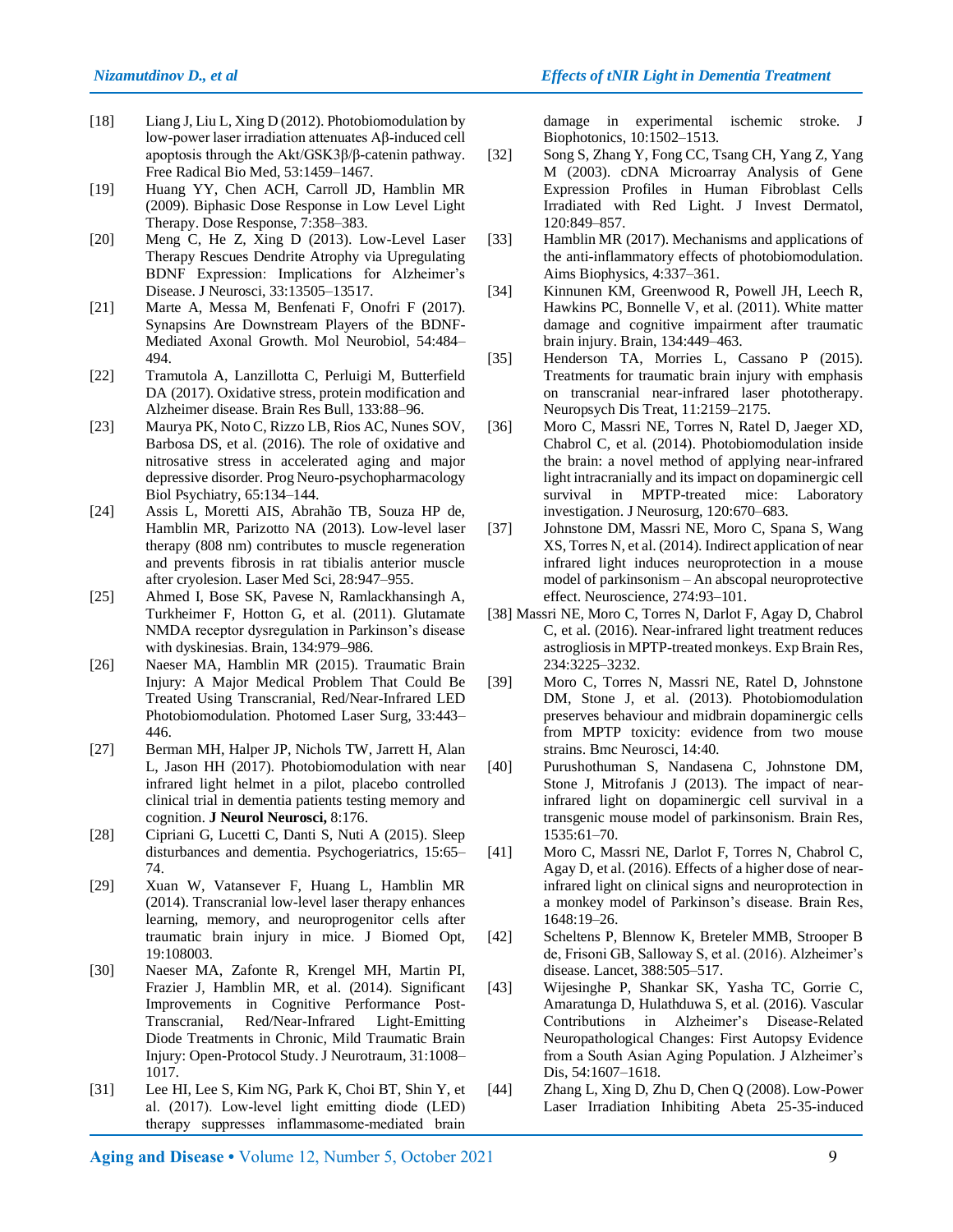[18] Liang J, Liu L, Xing D (2012). Photobiomodulation by low-power laser irradiation attenuates Aβ-induced cell apoptosis through the Akt/GSK3β/β-catenin pathway. Free Radical Bio Med, 53:1459–1467.

[19] Huang YY, Chen ACH, Carroll JD, Hamblin MR (2009). Biphasic Dose Response in Low Level Light Therapy. Dose Response, 7:358–383.

[20] Meng C, He Z, Xing D (2013). Low-Level Laser Therapy Rescues Dendrite Atrophy via Upregulating BDNF Expression: Implications for Alzheimer's Disease. J Neurosci, 33:13505–13517.

[21] Marte A, Messa M, Benfenati F, Onofri F (2017). Synapsins Are Downstream Players of the BDNF-Mediated Axonal Growth. Mol Neurobiol, 54:484–494.

[22] Tramutola A, Lanzillotta C, Perluigi M, Butterfield DA (2017). Oxidative stress, protein modification and Alzheimer disease. Brain Res Bull, 133:88–96.

[23] Maurya PK, Noto C, Rizzo LB, Rios AC, Nunes SOV, Barbosa DS, et al. (2016). The role of oxidative and nitrosative stress in accelerated aging and major depressive disorder. Prog Neuro-psychopharmacology Biol Psychiatry, 65:134–144.

[24] Assis L, Moretti AIS, Abrahão TB, Souza HP de, Hamblin MR, Parizotto NA (2013). Low-level laser therapy (808 nm) contributes to muscle regeneration and prevents fibrosis in rat tibialis anterior muscle after cryolesion. Laser Med Sci, 28:947–955.

[25] Ahmed I, Bose SK, Pavese N, Ramlackhansingh A, Turkheimer F, Hotton G, et al. (2011). Glutamate NMDA receptor dysregulation in Parkinson's disease with dyskinesias. Brain, 134:979–986.

[26] Naeser MA, Hamblin MR (2015). Traumatic Brain Injury: A Major Medical Problem That Could Be Treated Using Transcranial, Red/Near-Infrared LED Photobiomodulation. Photomed Laser Surg, 33:443–446.

[27] Berman MH, Halper JP, Nichols TW, Jarrett H, Alan L, Jason HH (2017). Photobiomodulation with near infrared light helmet in a pilot, placebo controlled clinical trial in dementia patients testing memory and cognition. **J Neurol Neurosci,** 8:176.

[28] Cipriani G, Lucetti C, Danti S, Nuti A (2015). Sleep disturbances and dementia. Psychogeriatrics, 15:65–74.

[29] Xuan W, Vatansever F, Huang L, Hamblin MR (2014). Transcranial low-level laser therapy enhances learning, memory, and neuroprogenitor cells after traumatic brain injury in mice. J Biomed Opt, 19:108003.

[30] Naeser MA, Zafonte R, Krengel MH, Martin PI, Frazier J, Hamblin MR, et al. (2014). Significant Improvements in Cognitive Performance Post-Transcranial, Red/Near-Infrared Light-Emitting Diode Treatments in Chronic, Mild Traumatic Brain Injury: Open-Protocol Study. J Neurotraum, 31:1008–1017.

[31] Lee HI, Lee S, Kim NG, Park K, Choi BT, Shin Y, et al. (2017). Low-level light emitting diode (LED) therapy suppresses inflammasome-mediated brain damage in experimental ischemic stroke. J Biophotonics, 10:1502–1513.

[32] Song S, Zhang Y, Fong CC, Tsang CH, Yang Z, Yang M (2003). cDNA Microarray Analysis of Gene Expression Profiles in Human Fibroblast Cells Irradiated with Red Light. J Invest Dermatol, 120:849–857.

[33] Hamblin MR (2017). Mechanisms and applications of the anti-inflammatory effects of photobiomodulation. Aims Biophysics, 4:337–361.

[34] Kinnunen KM, Greenwood R, Powell JH, Leech R, Hawkins PC, Bonnelle V, et al. (2011). White matter damage and cognitive impairment after traumatic brain injury. Brain, 134:449–463.

[35] Henderson TA, Morries L, Cassano P (2015). Treatments for traumatic brain injury with emphasis on transcranial near-infrared laser phototherapy. Neuropsych Dis Treat, 11:2159–2175.

[36] Moro C, Massri NE, Torres N, Ratel D, Jaeger XD, Chabrol C, et al. (2014). Photobiomodulation inside the brain: a novel method of applying near-infrared light intracranially and its impact on dopaminergic cell survival in MPTP-treated mice: Laboratory investigation. J Neurosurg, 120:670–683.

[37] Johnstone DM, Massri NE, Moro C, Spana S, Wang XS, Torres N, et al. (2014). Indirect application of near infrared light induces neuroprotection in a mouse model of parkinsonism – An abscopal neuroprotective effect. Neuroscience, 274:93–101.

[38] Massri NE, Moro C, Torres N, Darlot F, Agay D, Chabrol C, et al. (2016). Near-infrared light treatment reduces astrogliosis in MPTP-treated monkeys. Exp Brain Res, 234:3225–3232.

[39] Moro C, Torres N, Massri NE, Ratel D, Johnstone DM, Stone J, et al. (2013). Photobiomodulation preserves behaviour and midbrain dopaminergic cells from MPTP toxicity: evidence from two mouse strains. Bmc Neurosci, 14:40.

[40] Purushothuman S, Nandasena C, Johnstone DM, Stone J, Mitrofanis J (2013). The impact of near-infrared light on dopaminergic cell survival in a transgenic mouse model of parkinsonism. Brain Res, 1535:61–70.

[41] Moro C, Massri NE, Darlot F, Torres N, Chabrol C, Agay D, et al. (2016). Effects of a higher dose of near-infrared light on clinical signs and neuroprotection in a monkey model of Parkinson's disease. Brain Res, 1648:19–26.

[42] Scheltens P, Blennow K, Breteler MMB, Strooper B de, Frisoni GB, Salloway S, et al. (2016). Alzheimer's disease. Lancet, 388:505–517.

[43] Wijesinghe P, Shankar SK, Yasha TC, Gorrie C, Amaratunga D, Hulathduwa S, et al. (2016). Vascular Contributions in Alzheimer's Disease-Related Neuropathological Changes: First Autopsy Evidence from a South Asian Aging Population. J Alzheimer's Dis, 54:1607–1618.

[44] Zhang L, Xing D, Zhu D, Chen Q (2008). Low-Power Laser Irradiation Inhibiting Abeta 25-35-induced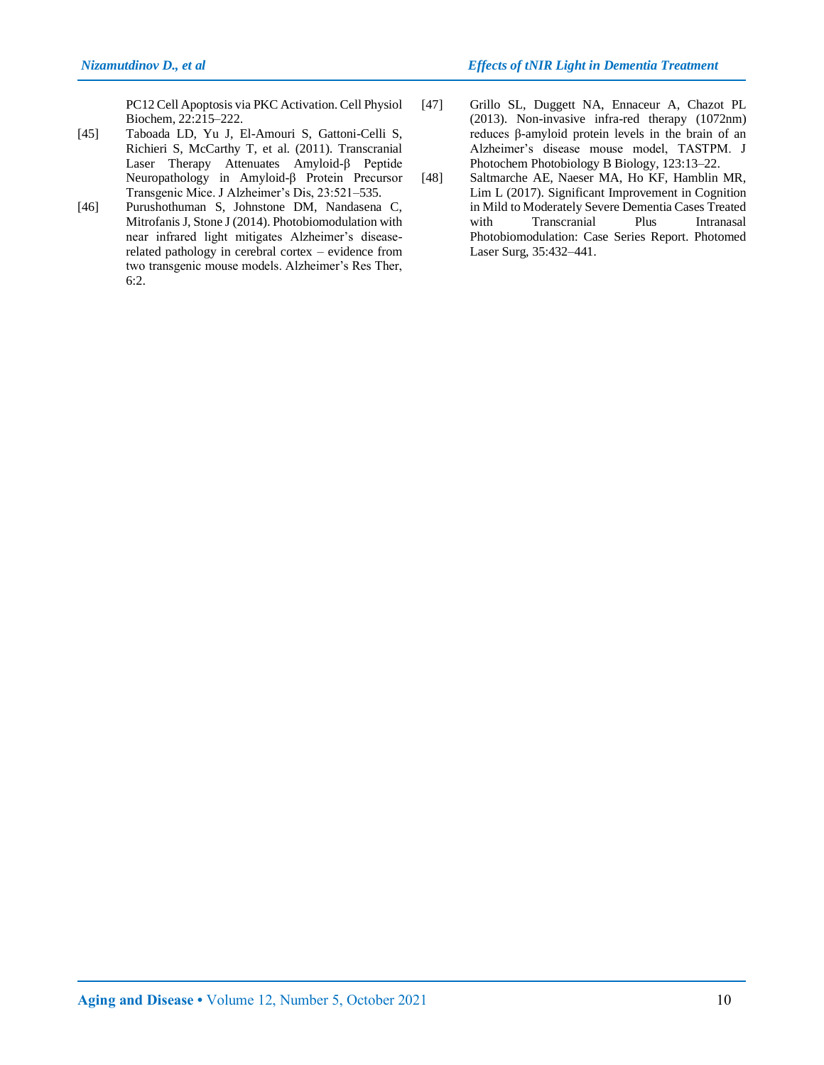PC12 Cell Apoptosis via PKC Activation. Cell Physiol Biochem, 22:215–222.

[45] Taboada LD, Yu J, El-Amouri S, Gattoni-Celli S, Richieri S, McCarthy T, et al. (2011). Transcranial Laser Therapy Attenuates Amyloid-β Peptide Neuropathology in Amyloid-β Protein Precursor Transgenic Mice. J Alzheimer's Dis, 23:521–535.

[46] Purushothuman S, Johnstone DM, Nandasena C, Mitrofanis J, Stone J (2014). Photobiomodulation with near infrared light mitigates Alzheimer's disease-related pathology in cerebral cortex – evidence from two transgenic mouse models. Alzheimer's Res Ther, 6:2.

[47] Grillo SL, Duggett NA, Ennaceur A, Chazot PL (2013). Non-invasive infra-red therapy (1072nm) reduces β-amyloid protein levels in the brain of an Alzheimer's disease mouse model, TASTPM. J Photochem Photobiology B Biology, 123:13–22.

[48] Saltmarche AE, Naeser MA, Ho KF, Hamblin MR, Lim L (2017). Significant Improvement in Cognition in Mild to Moderately Severe Dementia Cases Treated with Transcranial Plus Intranasal Photobiomodulation: Case Series Report. Photomed Laser Surg, 35:432–441.